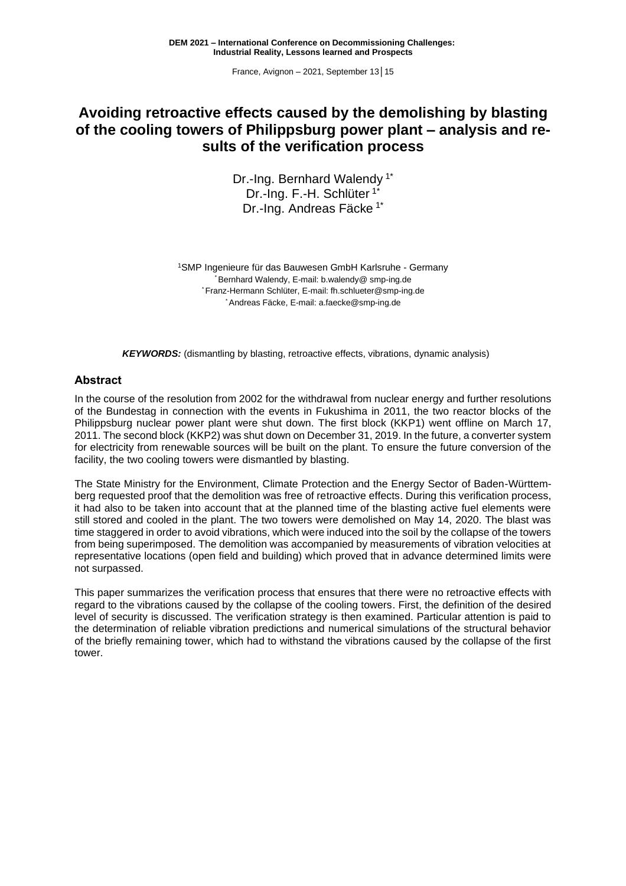# Avoiding retroactive effects caused by the demolishing by blasting of the cooling towers of Philippsburg power plant – analysis and results of the verification process

Dr.-Ing. Bernhard Walendy [1*]
Dr.-Ing. F.-H. Schlüter [1*]
Dr.-Ing. Andreas Fäcke [1*]

[1]SMP Ingenieure für das Bauwesen GmbH Karlsruhe - Germany
[*]Bernhard Walendy, E-mail: b.walendy@ smp-ing.de
[*]Franz-Hermann Schlüter, E-mail: fh.schlueter@smp-ing.de
[*]Andreas Fäcke, E-mail: a.faecke@smp-ing.de

***KEYWORDS:*** (dismantling by blasting, retroactive effects, vibrations, dynamic analysis)

## Abstract

In the course of the resolution from 2002 for the withdrawal from nuclear energy and further resolutions of the Bundestag in connection with the events in Fukushima in 2011, the two reactor blocks of the Philippsburg nuclear power plant were shut down. The first block (KKP1) went offline on March 17, 2011. The second block (KKP2) was shut down on December 31, 2019. In the future, a converter system for electricity from renewable sources will be built on the plant. To ensure the future conversion of the facility, the two cooling towers were dismantled by blasting.

The State Ministry for the Environment, Climate Protection and the Energy Sector of Baden-Württemberg requested proof that the demolition was free of retroactive effects. During this verification process, it had also to be taken into account that at the planned time of the blasting active fuel elements were still stored and cooled in the plant. The two towers were demolished on May 14, 2020. The blast was time staggered in order to avoid vibrations, which were induced into the soil by the collapse of the towers from being superimposed. The demolition was accompanied by measurements of vibration velocities at representative locations (open field and building) which proved that in advance determined limits were not surpassed.

This paper summarizes the verification process that ensures that there were no retroactive effects with regard to the vibrations caused by the collapse of the cooling towers. First, the definition of the desired level of security is discussed. The verification strategy is then examined. Particular attention is paid to the determination of reliable vibration predictions and numerical simulations of the structural behavior of the briefly remaining tower, which had to withstand the vibrations caused by the collapse of the first tower.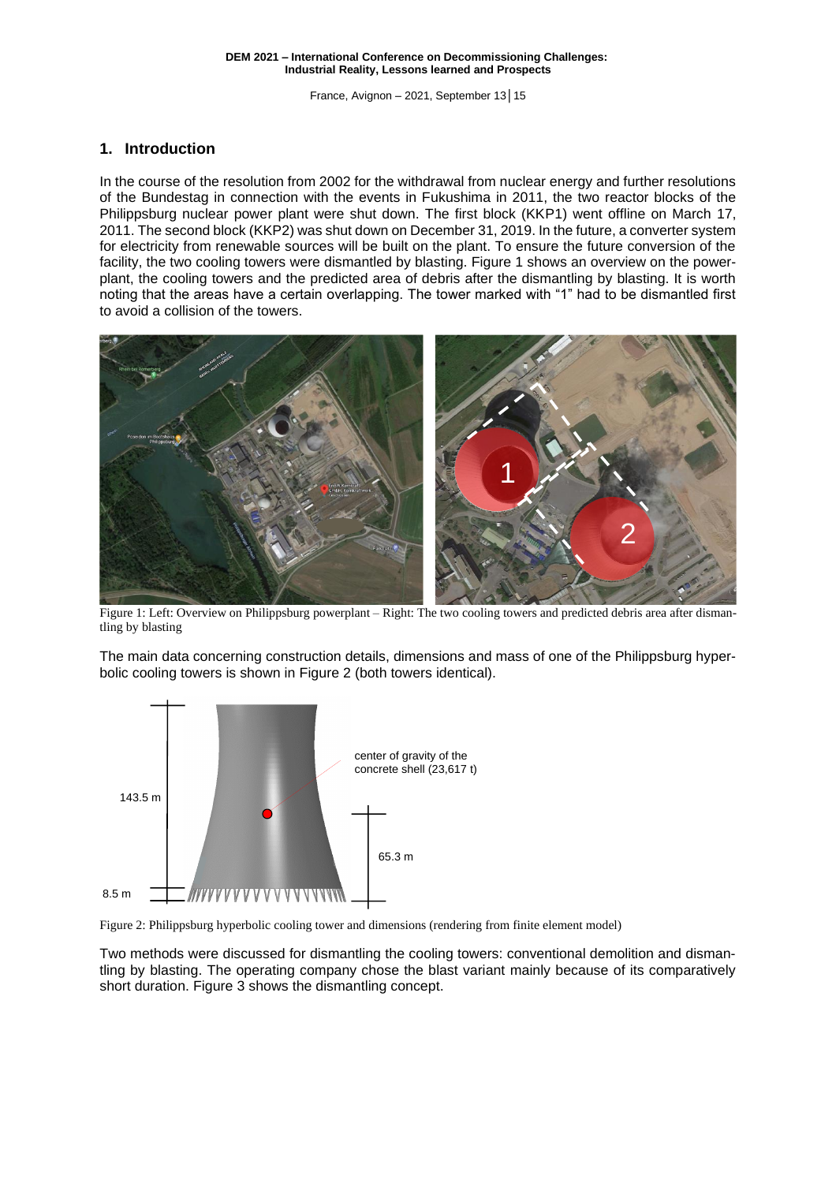## 1. Introduction

In the course of the resolution from 2002 for the withdrawal from nuclear energy and further resolutions of the Bundestag in connection with the events in Fukushima in 2011, the two reactor blocks of the Philippsburg nuclear power plant were shut down. The first block (KKP1) went offline on March 17, 2011. The second block (KKP2) was shut down on December 31, 2019. In the future, a converter system for electricity from renewable sources will be built on the plant. To ensure the future conversion of the facility, the two cooling towers were dismantled by blasting. Figure 1 shows an overview on the power-plant, the cooling towers and the predicted area of debris after the dismantling by blasting. It is worth noting that the areas have a certain overlapping. The tower marked with "1" had to be dismantled first to avoid a collision of the towers.

Figure 1: Left: Overview on Philippsburg powerplant – Right: The two cooling towers and predicted debris area after dismantling by blasting

The main data concerning construction details, dimensions and mass of one of the Philippsburg hyperbolic cooling towers is shown in Figure 2 (both towers identical).

Figure 2: Philippsburg hyperbolic cooling tower and dimensions (rendering from finite element model)

Two methods were discussed for dismantling the cooling towers: conventional demolition and dismantling by blasting. The operating company chose the blast variant mainly because of its comparatively short duration. Figure 3 shows the dismantling concept.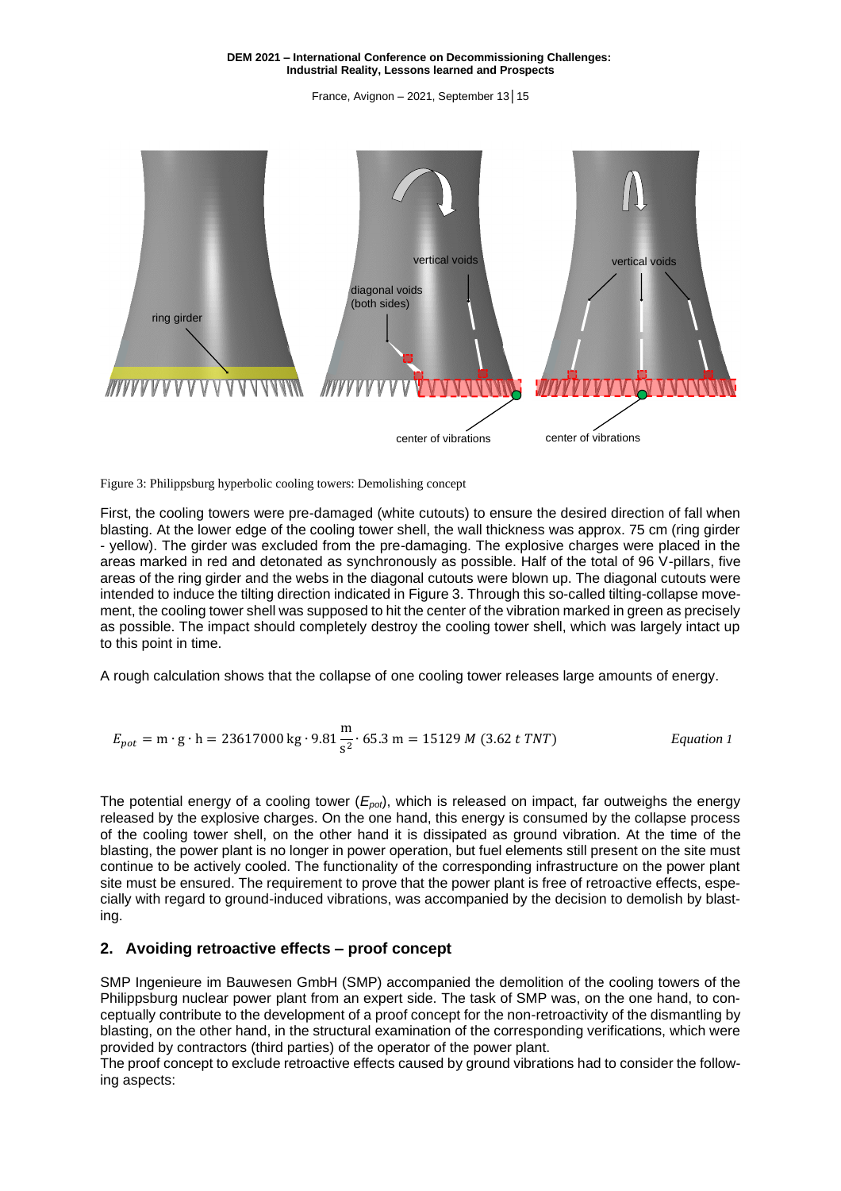Figure 3: Philippsburg hyperbolic cooling towers: Demolishing concept

First, the cooling towers were pre-damaged (white cutouts) to ensure the desired direction of fall when blasting. At the lower edge of the cooling tower shell, the wall thickness was approx. 75 cm (ring girder - yellow). The girder was excluded from the pre-damaging. The explosive charges were placed in the areas marked in red and detonated as synchronously as possible. Half of the total of 96 V-pillars, five areas of the ring girder and the webs in the diagonal cutouts were blown up. The diagonal cutouts were intended to induce the tilting direction indicated in Figure 3. Through this so-called tilting-collapse movement, the cooling tower shell was supposed to hit the center of the vibration marked in green as precisely as possible. The impact should completely destroy the cooling tower shell, which was largely intact up to this point in time.

A rough calculation shows that the collapse of one cooling tower releases large amounts of energy.

$$E_{pot} = \mathrm{m} \cdot \mathrm{g} \cdot \mathrm{h} = 23617000\,\mathrm{kg} \cdot 9.81\,\frac{\mathrm{m}}{\mathrm{s}^2} \cdot 65.3\,\mathrm{m} = 15129\,M\ (3.62\ t\ TNT) \qquad \textit{Equation 1}$$

The potential energy of a cooling tower ($E_{pot}$), which is released on impact, far outweighs the energy released by the explosive charges. On the one hand, this energy is consumed by the collapse process of the cooling tower shell, on the other hand it is dissipated as ground vibration. At the time of the blasting, the power plant is no longer in power operation, but fuel elements still present on the site must continue to be actively cooled. The functionality of the corresponding infrastructure on the power plant site must be ensured. The requirement to prove that the power plant is free of retroactive effects, especially with regard to ground-induced vibrations, was accompanied by the decision to demolish by blasting.

## 2. Avoiding retroactive effects – proof concept

SMP Ingenieure im Bauwesen GmbH (SMP) accompanied the demolition of the cooling towers of the Philippsburg nuclear power plant from an expert side. The task of SMP was, on the one hand, to conceptually contribute to the development of a proof concept for the non-retroactivity of the dismantling by blasting, on the other hand, in the structural examination of the corresponding verifications, which were provided by contractors (third parties) of the operator of the power plant.

The proof concept to exclude retroactive effects caused by ground vibrations had to consider the following aspects: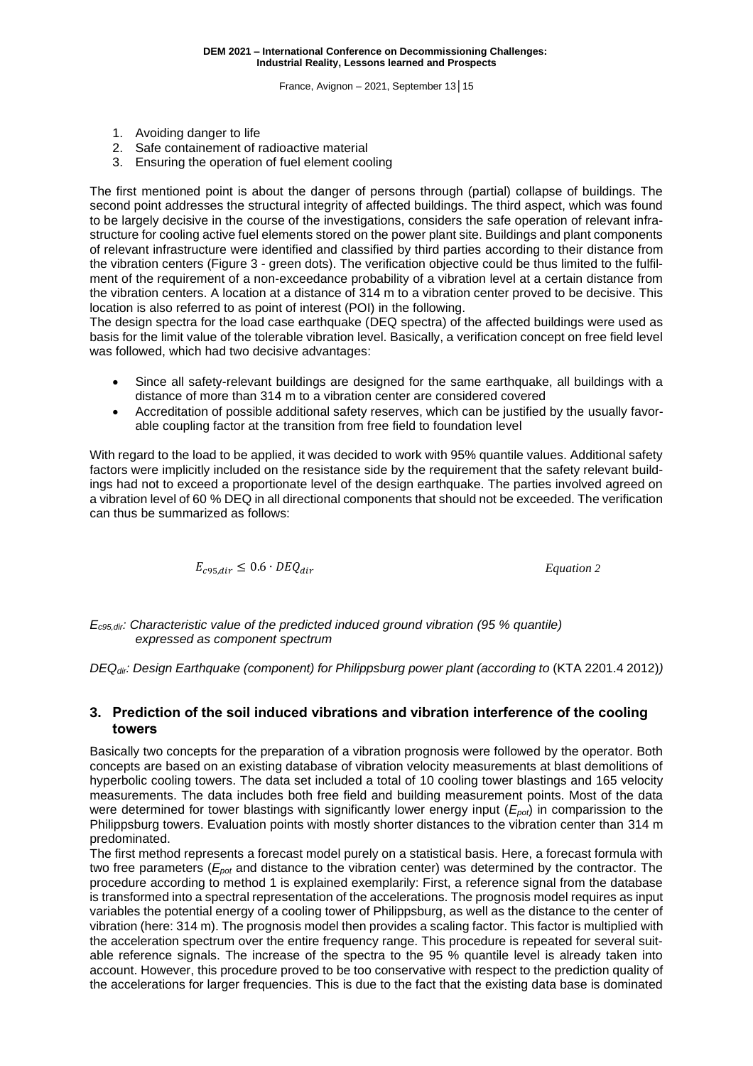1. Avoiding danger to life
2. Safe containement of radioactive material
3. Ensuring the operation of fuel element cooling

The first mentioned point is about the danger of persons through (partial) collapse of buildings. The second point addresses the structural integrity of affected buildings. The third aspect, which was found to be largely decisive in the course of the investigations, considers the safe operation of relevant infrastructure for cooling active fuel elements stored on the power plant site. Buildings and plant components of relevant infrastructure were identified and classified by third parties according to their distance from the vibration centers (Figure 3 - green dots). The verification objective could be thus limited to the fulfilment of the requirement of a non-exceedance probability of a vibration level at a certain distance from the vibration centers. A location at a distance of 314 m to a vibration center proved to be decisive. This location is also referred to as point of interest (POI) in the following.
The design spectra for the load case earthquake (DEQ spectra) of the affected buildings were used as basis for the limit value of the tolerable vibration level. Basically, a verification concept on free field level was followed, which had two decisive advantages:

- Since all safety-relevant buildings are designed for the same earthquake, all buildings with a distance of more than 314 m to a vibration center are considered covered
- Accreditation of possible additional safety reserves, which can be justified by the usually favorable coupling factor at the transition from free field to foundation level

With regard to the load to be applied, it was decided to work with 95% quantile values. Additional safety factors were implicitly included on the resistance side by the requirement that the safety relevant buildings had not to exceed a proportionate level of the design earthquake. The parties involved agreed on a vibration level of 60 % DEQ in all directional components that should not be exceeded. The verification can thus be summarized as follows:

$$E_{c95,dir} \leq 0.6 \cdot DEQ_{dir} \qquad \textit{Equation 2}$$

*$E_{c95,dir}$: Characteristic value of the predicted induced ground vibration (95 % quantile) expressed as component spectrum*

*$DEQ_{dir}$: Design Earthquake (component) for Philippsburg power plant (according to* (KTA 2201.4 2012)*)*

## 3. Prediction of the soil induced vibrations and vibration interference of the cooling towers

Basically two concepts for the preparation of a vibration prognosis were followed by the operator. Both concepts are based on an existing database of vibration velocity measurements at blast demolitions of hyperbolic cooling towers. The data set included a total of 10 cooling tower blastings and 165 velocity measurements. The data includes both free field and building measurement points. Most of the data were determined for tower blastings with significantly lower energy input ($E_{pot}$) in comparisson to the Philippsburg towers. Evaluation points with mostly shorter distances to the vibration center than 314 m predominated.
The first method represents a forecast model purely on a statistical basis. Here, a forecast formula with two free parameters ($E_{pot}$ and distance to the vibration center) was determined by the contractor. The procedure according to method 1 is explained exemplarily: First, a reference signal from the database is transformed into a spectral representation of the accelerations. The prognosis model requires as input variables the potential energy of a cooling tower of Philippsburg, as well as the distance to the center of vibration (here: 314 m). The prognosis model then provides a scaling factor. This factor is multiplied with the acceleration spectrum over the entire frequency range. This procedure is repeated for several suitable reference signals. The increase of the spectra to the 95 % quantile level is already taken into account. However, this procedure proved to be too conservative with respect to the prediction quality of the accelerations for larger frequencies. This is due to the fact that the existing data base is dominated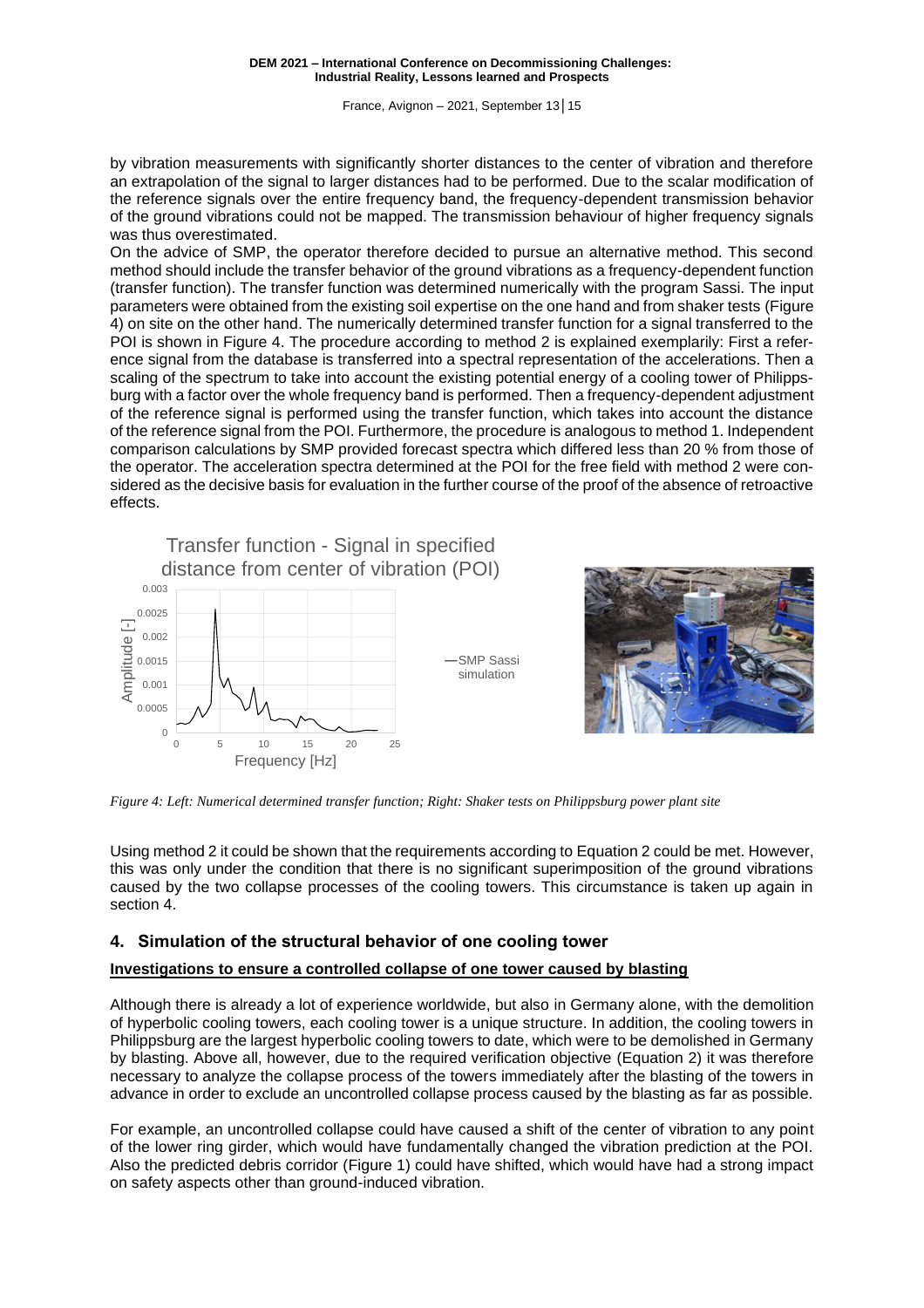by vibration measurements with significantly shorter distances to the center of vibration and therefore an extrapolation of the signal to larger distances had to be performed. Due to the scalar modification of the reference signals over the entire frequency band, the frequency-dependent transmission behavior of the ground vibrations could not be mapped. The transmission behaviour of higher frequency signals was thus overestimated.

On the advice of SMP, the operator therefore decided to pursue an alternative method. This second method should include the transfer behavior of the ground vibrations as a frequency-dependent function (transfer function). The transfer function was determined numerically with the program Sassi. The input parameters were obtained from the existing soil expertise on the one hand and from shaker tests (Figure 4) on site on the other hand. The numerically determined transfer function for a signal transferred to the POI is shown in Figure 4. The procedure according to method 2 is explained exemplarily: First a reference signal from the database is transferred into a spectral representation of the accelerations. Then a scaling of the spectrum to take into account the existing potential energy of a cooling tower of Philippsburg with a factor over the whole frequency band is performed. Then a frequency-dependent adjustment of the reference signal is performed using the transfer function, which takes into account the distance of the reference signal from the POI. Furthermore, the procedure is analogous to method 1. Independent comparison calculations by SMP provided forecast spectra which differed less than 20 % from those of the operator. The acceleration spectra determined at the POI for the free field with method 2 were considered as the decisive basis for evaluation in the further course of the proof of the absence of retroactive effects.

*Figure 4: Left: Numerical determined transfer function; Right: Shaker tests on Philippsburg power plant site*

Using method 2 it could be shown that the requirements according to Equation 2 could be met. However, this was only under the condition that there is no significant superimposition of the ground vibrations caused by the two collapse processes of the cooling towers. This circumstance is taken up again in section 4.

## 4. Simulation of the structural behavior of one cooling tower

**Investigations to ensure a controlled collapse of one tower caused by blasting**

Although there is already a lot of experience worldwide, but also in Germany alone, with the demolition of hyperbolic cooling towers, each cooling tower is a unique structure. In addition, the cooling towers in Philippsburg are the largest hyperbolic cooling towers to date, which were to be demolished in Germany by blasting. Above all, however, due to the required verification objective (Equation 2) it was therefore necessary to analyze the collapse process of the towers immediately after the blasting of the towers in advance in order to exclude an uncontrolled collapse process caused by the blasting as far as possible.

For example, an uncontrolled collapse could have caused a shift of the center of vibration to any point of the lower ring girder, which would have fundamentally changed the vibration prediction at the POI. Also the predicted debris corridor (Figure 1) could have shifted, which would have had a strong impact on safety aspects other than ground-induced vibration.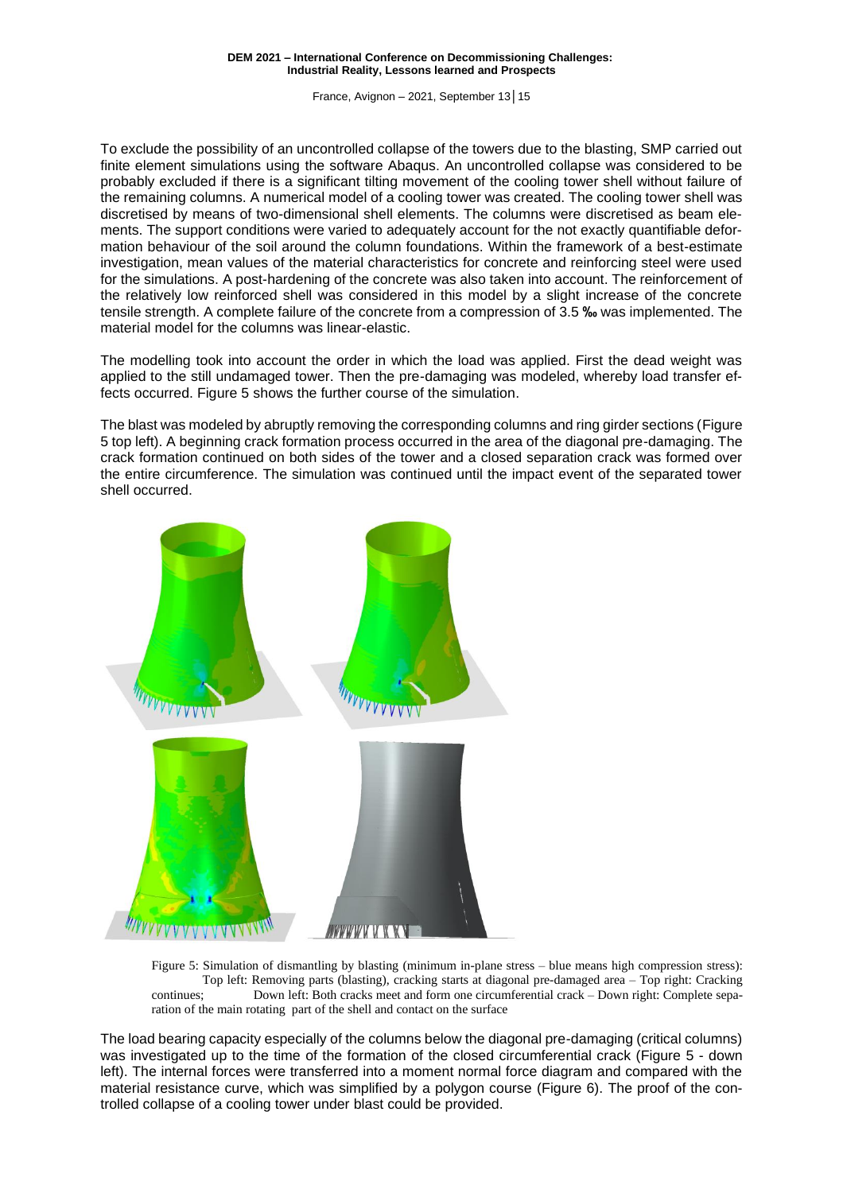To exclude the possibility of an uncontrolled collapse of the towers due to the blasting, SMP carried out finite element simulations using the software Abaqus. An uncontrolled collapse was considered to be probably excluded if there is a significant tilting movement of the cooling tower shell without failure of the remaining columns. A numerical model of a cooling tower was created. The cooling tower shell was discretised by means of two-dimensional shell elements. The columns were discretised as beam elements. The support conditions were varied to adequately account for the not exactly quantifiable deformation behaviour of the soil around the column foundations. Within the framework of a best-estimate investigation, mean values of the material characteristics for concrete and reinforcing steel were used for the simulations. A post-hardening of the concrete was also taken into account. The reinforcement of the relatively low reinforced shell was considered in this model by a slight increase of the concrete tensile strength. A complete failure of the concrete from a compression of 3.5 ‰ was implemented. The material model for the columns was linear-elastic.

The modelling took into account the order in which the load was applied. First the dead weight was applied to the still undamaged tower. Then the pre-damaging was modeled, whereby load transfer effects occurred. Figure 5 shows the further course of the simulation.

The blast was modeled by abruptly removing the corresponding columns and ring girder sections (Figure 5 top left). A beginning crack formation process occurred in the area of the diagonal pre-damaging. The crack formation continued on both sides of the tower and a closed separation crack was formed over the entire circumference. The simulation was continued until the impact event of the separated tower shell occurred.

Figure 5: Simulation of dismantling by blasting (minimum in-plane stress – blue means high compression stress): Top left: Removing parts (blasting), cracking starts at diagonal pre-damaged area – Top right: Cracking continues; Down left: Both cracks meet and form one circumferential crack – Down right: Complete separation of the main rotating part of the shell and contact on the surface

The load bearing capacity especially of the columns below the diagonal pre-damaging (critical columns) was investigated up to the time of the formation of the closed circumferential crack (Figure 5 - down left). The internal forces were transferred into a moment normal force diagram and compared with the material resistance curve, which was simplified by a polygon course (Figure 6). The proof of the controlled collapse of a cooling tower under blast could be provided.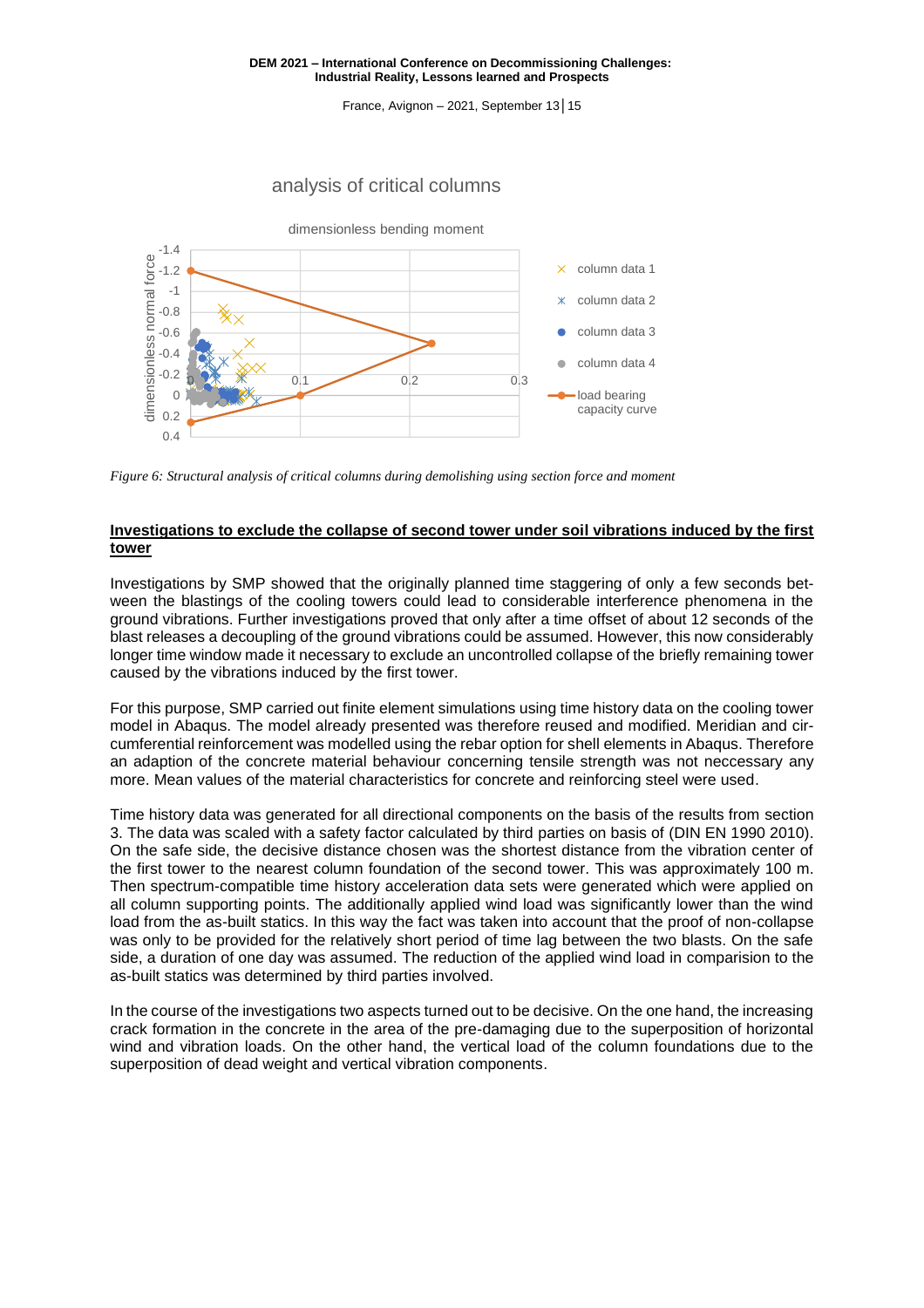analysis of critical columns

dimensionless bending moment

Figure 6: Structural analysis of critical columns during demolishing using section force and moment

**Investigations to exclude the collapse of second tower under soil vibrations induced by the first tower**

Investigations by SMP showed that the originally planned time staggering of only a few seconds between the blastings of the cooling towers could lead to considerable interference phenomena in the ground vibrations. Further investigations proved that only after a time offset of about 12 seconds of the blast releases a decoupling of the ground vibrations could be assumed. However, this now considerably longer time window made it necessary to exclude an uncontrolled collapse of the briefly remaining tower caused by the vibrations induced by the first tower.

For this purpose, SMP carried out finite element simulations using time history data on the cooling tower model in Abaqus. The model already presented was therefore reused and modified. Meridian and circumferential reinforcement was modelled using the rebar option for shell elements in Abaqus. Therefore an adaption of the concrete material behaviour concerning tensile strength was not neccessary any more. Mean values of the material characteristics for concrete and reinforcing steel were used.

Time history data was generated for all directional components on the basis of the results from section 3. The data was scaled with a safety factor calculated by third parties on basis of (DIN EN 1990 2010). On the safe side, the decisive distance chosen was the shortest distance from the vibration center of the first tower to the nearest column foundation of the second tower. This was approximately 100 m. Then spectrum-compatible time history acceleration data sets were generated which were applied on all column supporting points. The additionally applied wind load was significantly lower than the wind load from the as-built statics. In this way the fact was taken into account that the proof of non-collapse was only to be provided for the relatively short period of time lag between the two blasts. On the safe side, a duration of one day was assumed. The reduction of the applied wind load in comparision to the as-built statics was determined by third parties involved.

In the course of the investigations two aspects turned out to be decisive. On the one hand, the increasing crack formation in the concrete in the area of the pre-damaging due to the superposition of horizontal wind and vibration loads. On the other hand, the vertical load of the column foundations due to the superposition of dead weight and vertical vibration components.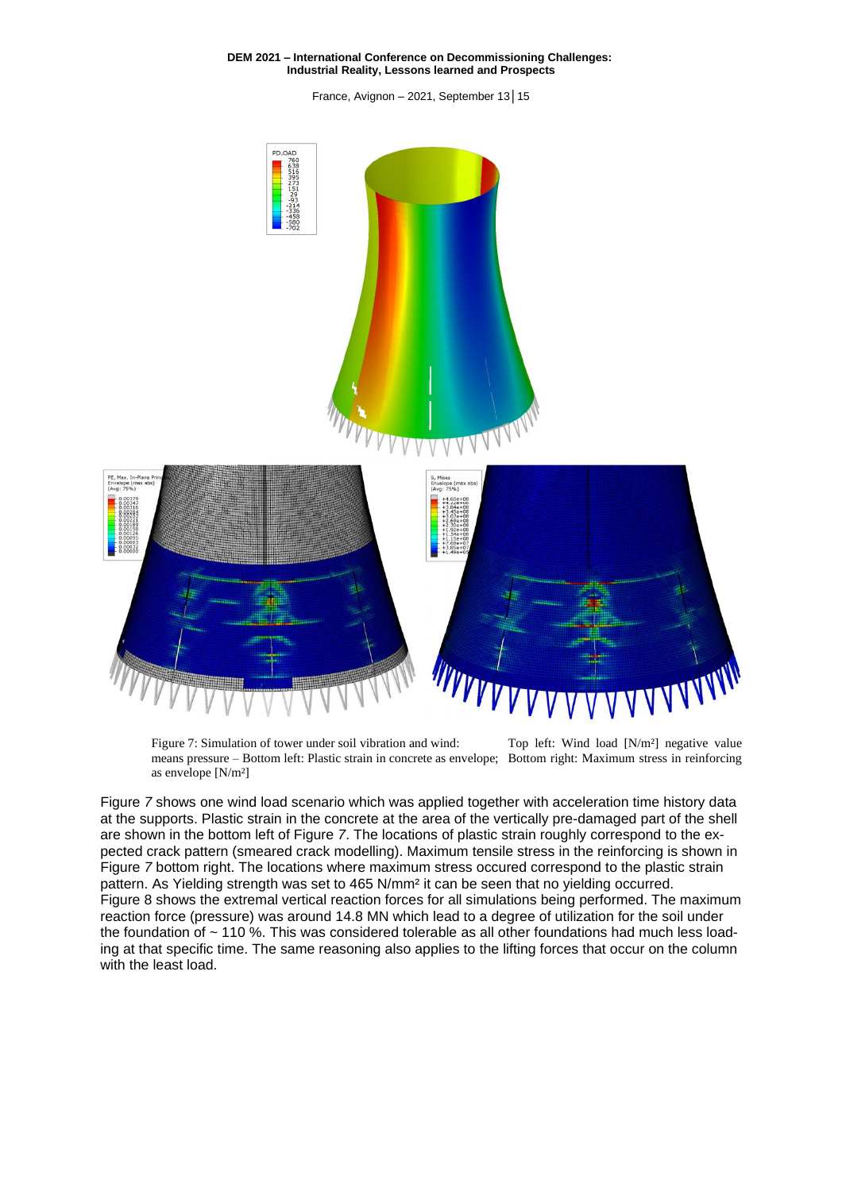Figure 7: Simulation of tower under soil vibration and wind: Top left: Wind load [N/m²] negative value means pressure – Bottom left: Plastic strain in concrete as envelope; Bottom right: Maximum stress in reinforcing as envelope [N/m²]

Figure *7* shows one wind load scenario which was applied together with acceleration time history data at the supports. Plastic strain in the concrete at the area of the vertically pre-damaged part of the shell are shown in the bottom left of Figure *7*. The locations of plastic strain roughly correspond to the expected crack pattern (smeared crack modelling). Maximum tensile stress in the reinforcing is shown in Figure *7* bottom right. The locations where maximum stress occured correspond to the plastic strain pattern. As Yielding strength was set to 465 N/mm² it can be seen that no yielding occurred.
Figure 8 shows the extremal vertical reaction forces for all simulations being performed. The maximum reaction force (pressure) was around 14.8 MN which lead to a degree of utilization for the soil under the foundation of ~ 110 %. This was considered tolerable as all other foundations had much less loading at that specific time. The same reasoning also applies to the lifting forces that occur on the column with the least load.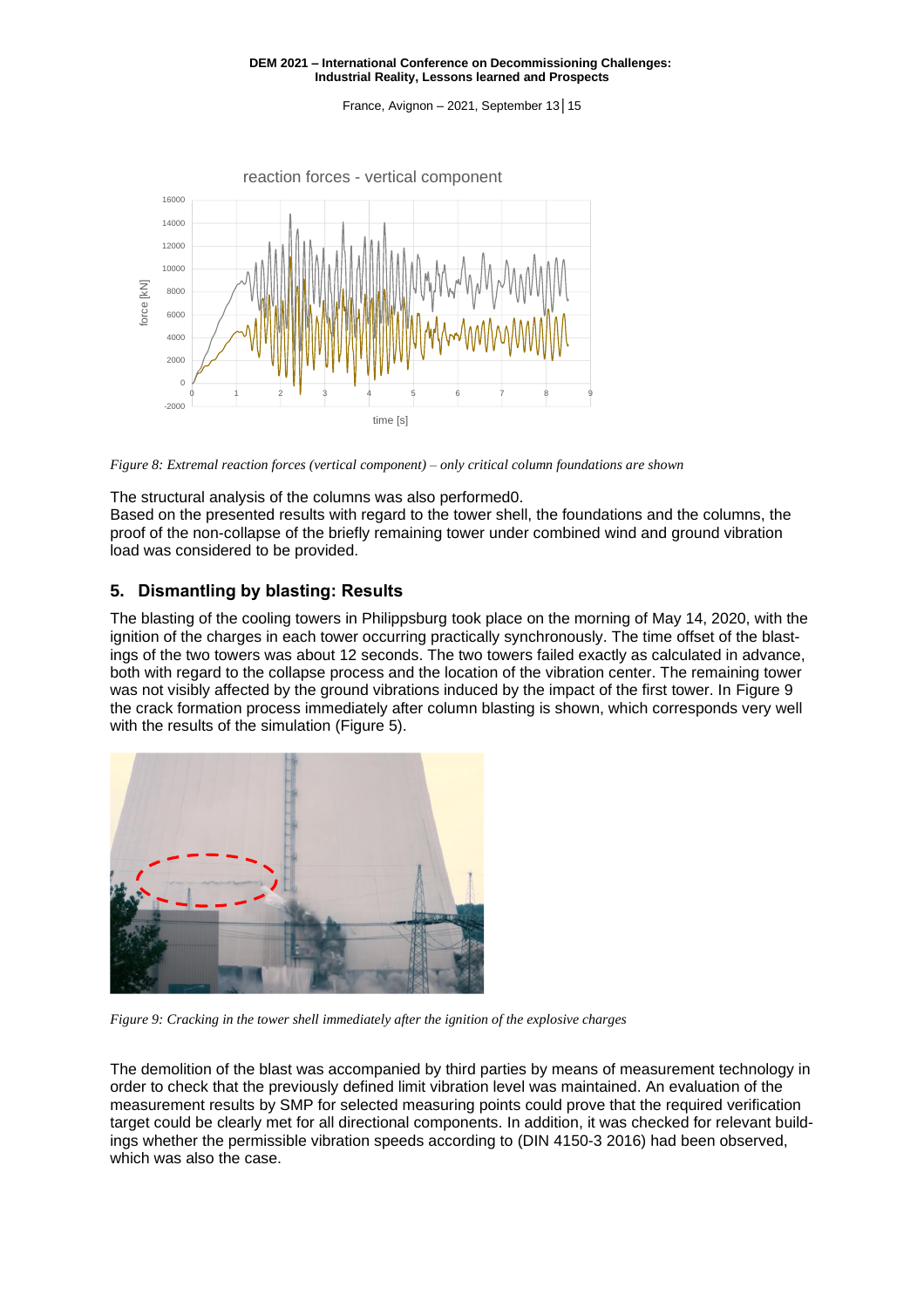Figure 8: Extremal reaction forces (vertical component) – only critical column foundations are shown

The structural analysis of the columns was also performed0.
Based on the presented results with regard to the tower shell, the foundations and the columns, the proof of the non-collapse of the briefly remaining tower under combined wind and ground vibration load was considered to be provided.

## 5. Dismantling by blasting: Results

The blasting of the cooling towers in Philippsburg took place on the morning of May 14, 2020, with the ignition of the charges in each tower occurring practically synchronously. The time offset of the blastings of the two towers was about 12 seconds. The two towers failed exactly as calculated in advance, both with regard to the collapse process and the location of the vibration center. The remaining tower was not visibly affected by the ground vibrations induced by the impact of the first tower. In Figure 9 the crack formation process immediately after column blasting is shown, which corresponds very well with the results of the simulation (Figure 5).

Figure 9: Cracking in the tower shell immediately after the ignition of the explosive charges

The demolition of the blast was accompanied by third parties by means of measurement technology in order to check that the previously defined limit vibration level was maintained. An evaluation of the measurement results by SMP for selected measuring points could prove that the required verification target could be clearly met for all directional components. In addition, it was checked for relevant buildings whether the permissible vibration speeds according to (DIN 4150-3 2016) had been observed, which was also the case.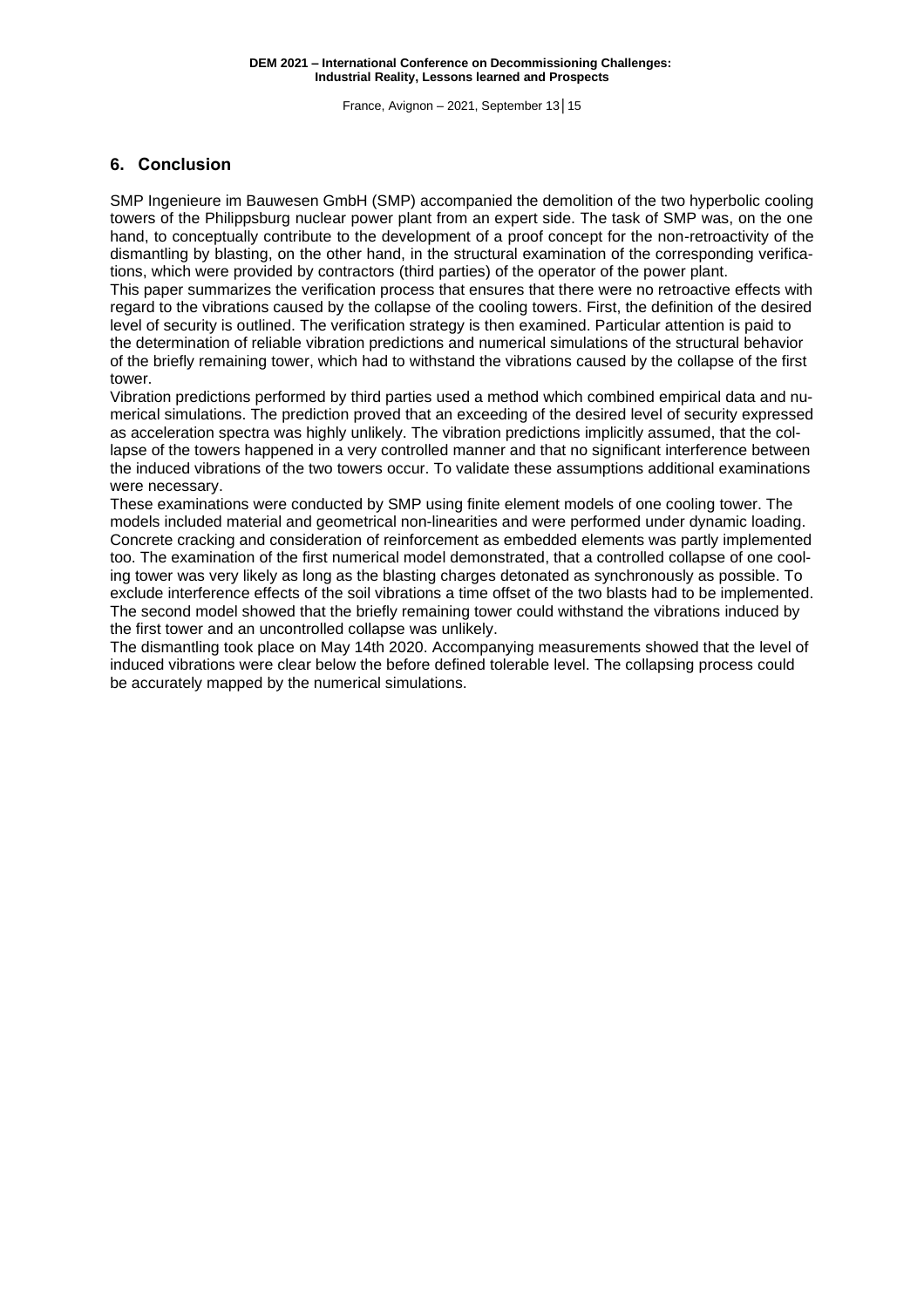## 6. Conclusion

SMP Ingenieure im Bauwesen GmbH (SMP) accompanied the demolition of the two hyperbolic cooling towers of the Philippsburg nuclear power plant from an expert side. The task of SMP was, on the one hand, to conceptually contribute to the development of a proof concept for the non-retroactivity of the dismantling by blasting, on the other hand, in the structural examination of the corresponding verifications, which were provided by contractors (third parties) of the operator of the power plant.

This paper summarizes the verification process that ensures that there were no retroactive effects with regard to the vibrations caused by the collapse of the cooling towers. First, the definition of the desired level of security is outlined. The verification strategy is then examined. Particular attention is paid to the determination of reliable vibration predictions and numerical simulations of the structural behavior of the briefly remaining tower, which had to withstand the vibrations caused by the collapse of the first tower.

Vibration predictions performed by third parties used a method which combined empirical data and numerical simulations. The prediction proved that an exceeding of the desired level of security expressed as acceleration spectra was highly unlikely. The vibration predictions implicitly assumed, that the collapse of the towers happened in a very controlled manner and that no significant interference between the induced vibrations of the two towers occur. To validate these assumptions additional examinations were necessary.

These examinations were conducted by SMP using finite element models of one cooling tower. The models included material and geometrical non-linearities and were performed under dynamic loading. Concrete cracking and consideration of reinforcement as embedded elements was partly implemented too. The examination of the first numerical model demonstrated, that a controlled collapse of one cooling tower was very likely as long as the blasting charges detonated as synchronously as possible. To exclude interference effects of the soil vibrations a time offset of the two blasts had to be implemented. The second model showed that the briefly remaining tower could withstand the vibrations induced by the first tower and an uncontrolled collapse was unlikely.

The dismantling took place on May 14th 2020. Accompanying measurements showed that the level of induced vibrations were clear below the before defined tolerable level. The collapsing process could be accurately mapped by the numerical simulations.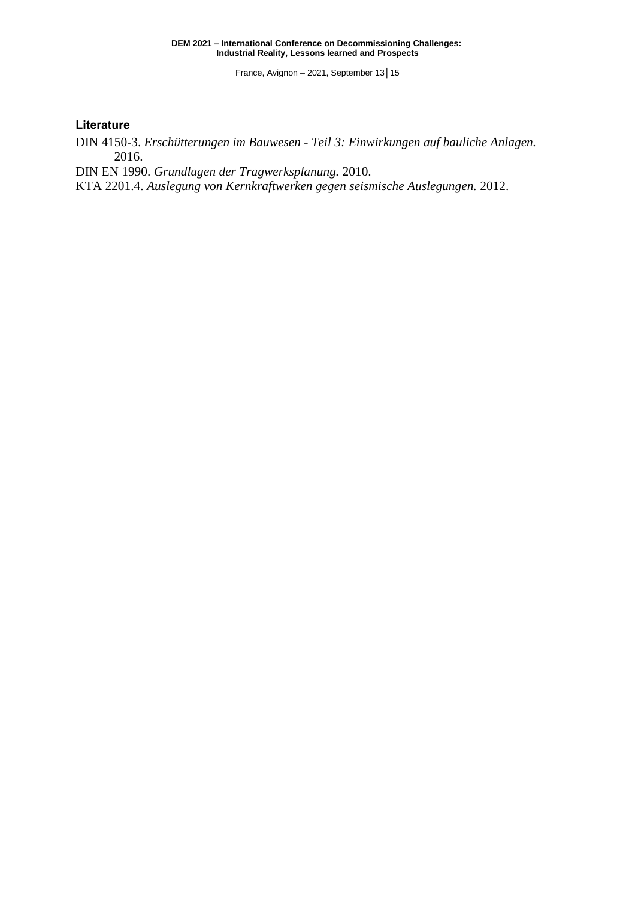## Literature

DIN 4150-3. *Erschütterungen im Bauwesen - Teil 3: Einwirkungen auf bauliche Anlagen.* 2016.

DIN EN 1990. *Grundlagen der Tragwerksplanung.* 2010.

KTA 2201.4. *Auslegung von Kernkraftwerken gegen seismische Auslegungen.* 2012.